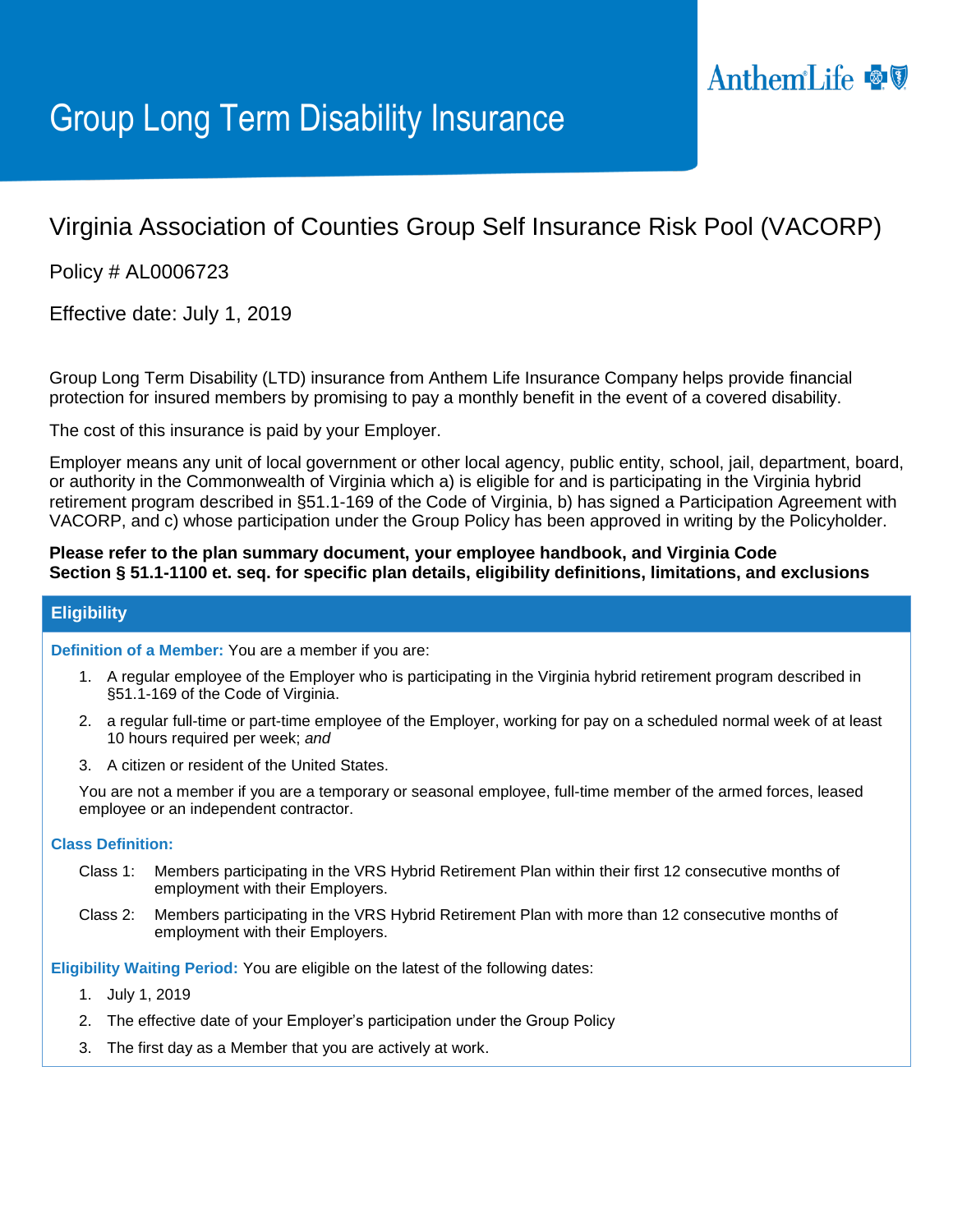AnthemLife

# Group Long Term Disability Insurance

## Virginia Association of Counties Group Self Insurance Risk Pool (VACORP)

Policy # AL0006723

Effective date: July 1, 2019

Group Long Term Disability (LTD) insurance from Anthem Life Insurance Company helps provide financial protection for insured members by promising to pay a monthly benefit in the event of a covered disability.

The cost of this insurance is paid by your Employer.

Employer means any unit of local government or other local agency, public entity, school, jail, department, board, or authority in the Commonwealth of Virginia which a) is eligible for and is participating in the Virginia hybrid retirement program described in §51.1-169 of the Code of Virginia, b) has signed a Participation Agreement with VACORP, and c) whose participation under the Group Policy has been approved in writing by the Policyholder.

**Please refer to the plan summary document, your employee handbook, and Virginia Code Section § 51.1-1100 et. seq. for specific plan details, eligibility definitions, limitations, and exclusions**

## Eligibility

**Definition of a Member:** You are a member if you are:

1. A regular employee of the Employer who is participating in the Virginia hybrid retirement program described in §51.1-169 of the Code of Virginia.
2. a regular full-time or part-time employee of the Employer, working for pay on a scheduled normal week of at least 10 hours required per week; *and*
3. A citizen or resident of the United States.

You are not a member if you are a temporary or seasonal employee, full-time member of the armed forces, leased employee or an independent contractor.

**Class Definition:**

Class 1: Members participating in the VRS Hybrid Retirement Plan within their first 12 consecutive months of employment with their Employers.

Class 2: Members participating in the VRS Hybrid Retirement Plan with more than 12 consecutive months of employment with their Employers.

**Eligibility Waiting Period:** You are eligible on the latest of the following dates:

1. July 1, 2019
2. The effective date of your Employer's participation under the Group Policy
3. The first day as a Member that you are actively at work.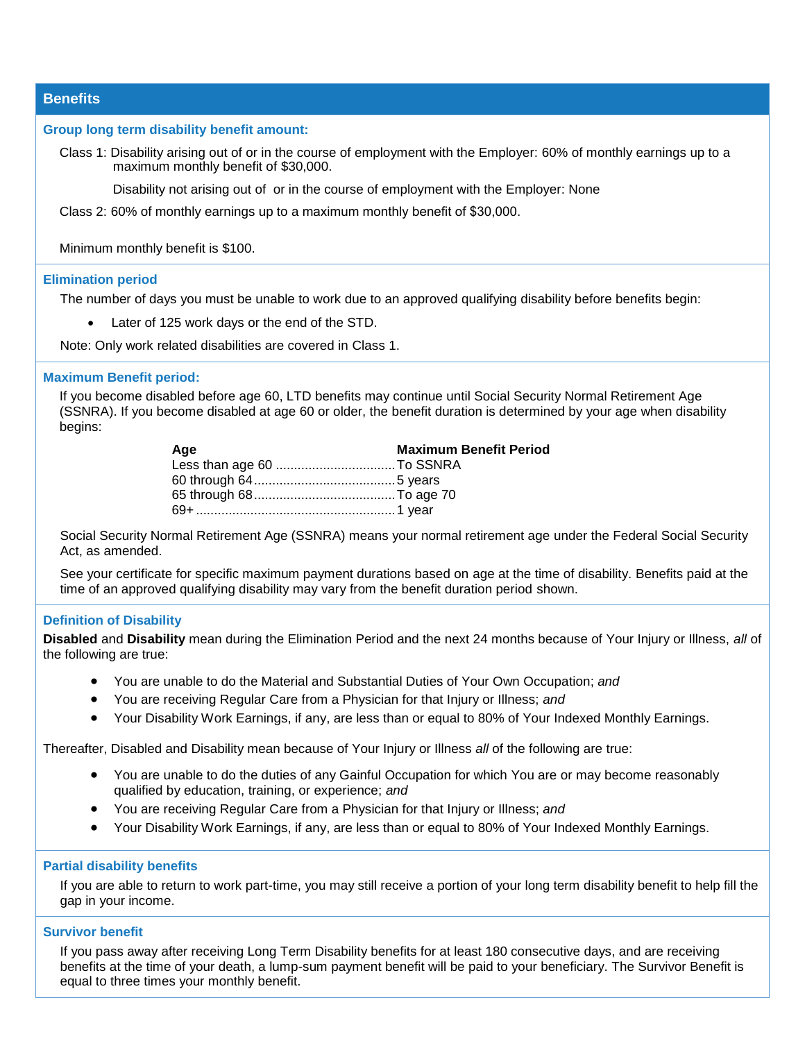## Benefits

### Group long term disability benefit amount:

Class 1: Disability arising out of or in the course of employment with the Employer: 60% of monthly earnings up to a maximum monthly benefit of $30,000.

Disability not arising out of or in the course of employment with the Employer: None

Class 2: 60% of monthly earnings up to a maximum monthly benefit of $30,000.

Minimum monthly benefit is $100.

### Elimination period

The number of days you must be unable to work due to an approved qualifying disability before benefits begin:

- Later of 125 work days or the end of the STD.

Note: Only work related disabilities are covered in Class 1.

### Maximum Benefit period:

If you become disabled before age 60, LTD benefits may continue until Social Security Normal Retirement Age (SSNRA). If you become disabled at age 60 or older, the benefit duration is determined by your age when disability begins:

| Age | Maximum Benefit Period |
|---|---|
| Less than age 60 | To SSNRA |
| 60 through 64 | 5 years |
| 65 through 68 | To age 70 |
| 69+ | 1 year |

Social Security Normal Retirement Age (SSNRA) means your normal retirement age under the Federal Social Security Act, as amended.

See your certificate for specific maximum payment durations based on age at the time of disability. Benefits paid at the time of an approved qualifying disability may vary from the benefit duration period shown.

### Definition of Disability

**Disabled** and **Disability** mean during the Elimination Period and the next 24 months because of Your Injury or Illness, *all* of the following are true:

- You are unable to do the Material and Substantial Duties of Your Own Occupation; *and*
- You are receiving Regular Care from a Physician for that Injury or Illness; *and*
- Your Disability Work Earnings, if any, are less than or equal to 80% of Your Indexed Monthly Earnings.

Thereafter, Disabled and Disability mean because of Your Injury or Illness *all* of the following are true:

- You are unable to do the duties of any Gainful Occupation for which You are or may become reasonably qualified by education, training, or experience; *and*
- You are receiving Regular Care from a Physician for that Injury or Illness; *and*
- Your Disability Work Earnings, if any, are less than or equal to 80% of Your Indexed Monthly Earnings.

### Partial disability benefits

If you are able to return to work part-time, you may still receive a portion of your long term disability benefit to help fill the gap in your income.

### Survivor benefit

If you pass away after receiving Long Term Disability benefits for at least 180 consecutive days, and are receiving benefits at the time of your death, a lump-sum payment benefit will be paid to your beneficiary. The Survivor Benefit is equal to three times your monthly benefit.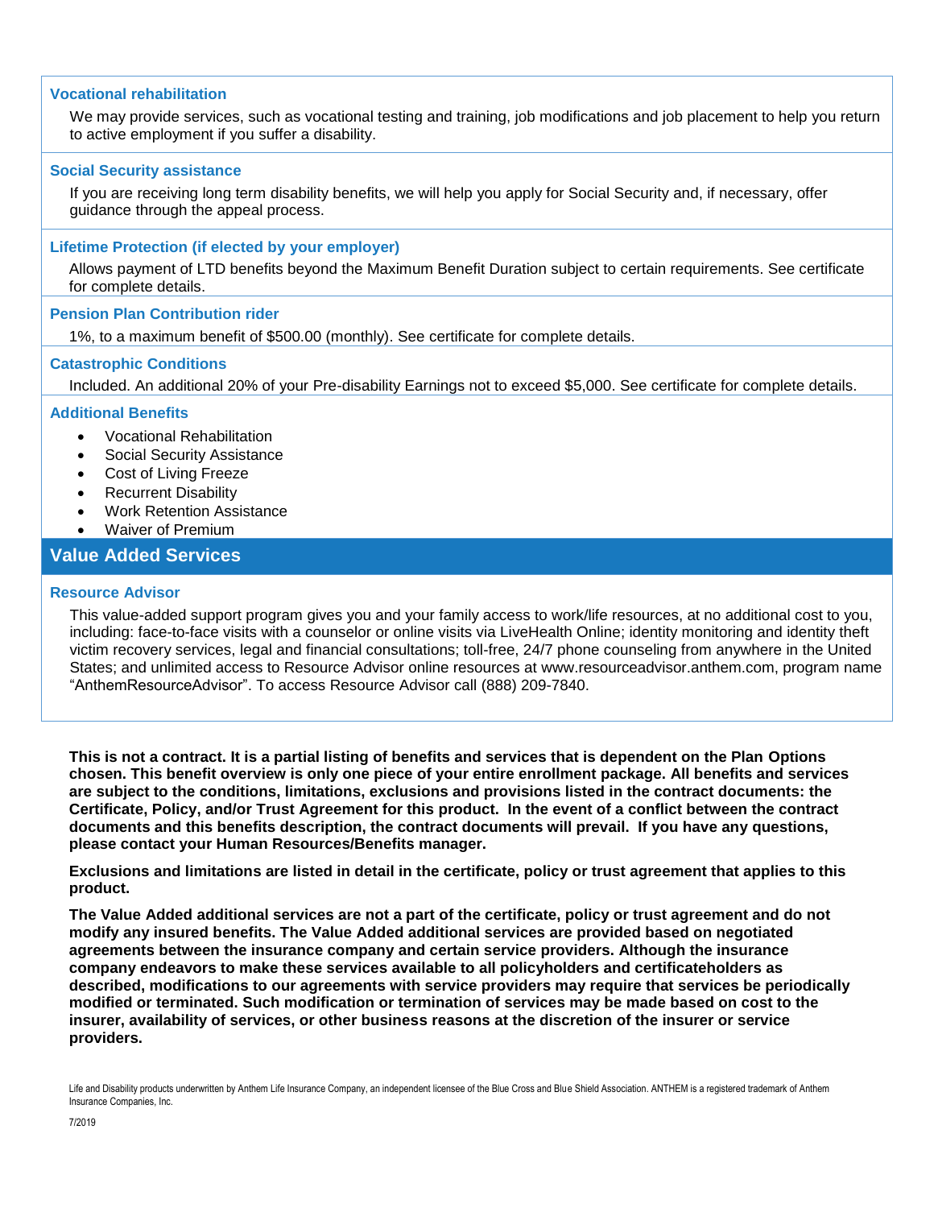### Vocational rehabilitation

We may provide services, such as vocational testing and training, job modifications and job placement to help you return to active employment if you suffer a disability.

### Social Security assistance

If you are receiving long term disability benefits, we will help you apply for Social Security and, if necessary, offer guidance through the appeal process.

### Lifetime Protection (if elected by your employer)

Allows payment of LTD benefits beyond the Maximum Benefit Duration subject to certain requirements. See certificate for complete details.

### Pension Plan Contribution rider

1%, to a maximum benefit of $500.00 (monthly). See certificate for complete details.

### Catastrophic Conditions

Included. An additional 20% of your Pre-disability Earnings not to exceed $5,000. See certificate for complete details.

### Additional Benefits

- Vocational Rehabilitation
- Social Security Assistance
- Cost of Living Freeze
- Recurrent Disability
- Work Retention Assistance
- Waiver of Premium

## Value Added Services

### Resource Advisor

This value-added support program gives you and your family access to work/life resources, at no additional cost to you, including: face-to-face visits with a counselor or online visits via LiveHealth Online; identity monitoring and identity theft victim recovery services, legal and financial consultations; toll-free, 24/7 phone counseling from anywhere in the United States; and unlimited access to Resource Advisor online resources at www.resourceadvisor.anthem.com, program name "AnthemResourceAdvisor". To access Resource Advisor call (888) 209-7840.

**This is not a contract. It is a partial listing of benefits and services that is dependent on the Plan Options chosen. This benefit overview is only one piece of your entire enrollment package. All benefits and services are subject to the conditions, limitations, exclusions and provisions listed in the contract documents: the Certificate, Policy, and/or Trust Agreement for this product. In the event of a conflict between the contract documents and this benefits description, the contract documents will prevail. If you have any questions, please contact your Human Resources/Benefits manager.**

**Exclusions and limitations are listed in detail in the certificate, policy or trust agreement that applies to this product.**

**The Value Added additional services are not a part of the certificate, policy or trust agreement and do not modify any insured benefits. The Value Added additional services are provided based on negotiated agreements between the insurance company and certain service providers. Although the insurance company endeavors to make these services available to all policyholders and certificateholders as described, modifications to our agreements with service providers may require that services be periodically modified or terminated. Such modification or termination of services may be made based on cost to the insurer, availability of services, or other business reasons at the discretion of the insurer or service providers.**

Life and Disability products underwritten by Anthem Life Insurance Company, an independent licensee of the Blue Cross and Blue Shield Association. ANTHEM is a registered trademark of Anthem Insurance Companies, Inc.

7/2019